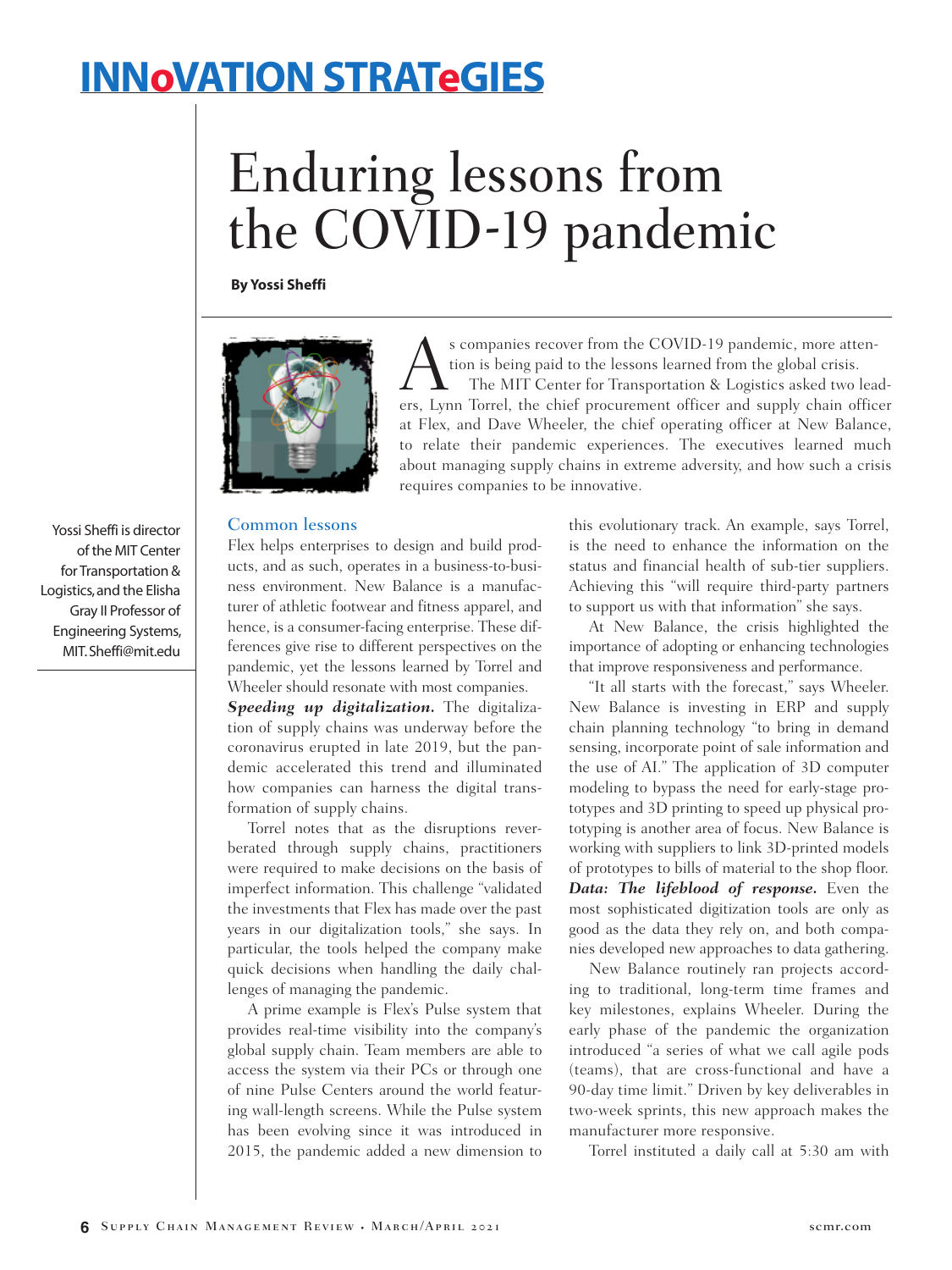# INNoVATION STRATeGIES

# Enduring lessons from the COVID-19 pandemic

**By Yossi Sheffi**

Yossi Sheffi is director of the MIT Center for Transportation & Logistics, and the Elisha Gray II Professor of Engineering Systems, MIT. Sheffi@mit.edu

As companies recover from the COVID-19 pandemic, more attention is being paid to the lessons learned from the global crisis.

The MIT Center for Transportation & Logistics asked two leaders, Lynn Torrel, the chief procurement officer and supply chain officer at Flex, and Dave Wheeler, the chief operating officer at New Balance, to relate their pandemic experiences. The executives learned much about managing supply chains in extreme adversity, and how such a crisis requires companies to be innovative.

## Common lessons

Flex helps enterprises to design and build products, and as such, operates in a business-to-business environment. New Balance is a manufacturer of athletic footwear and fitness apparel, and hence, is a consumer-facing enterprise. These differences give rise to different perspectives on the pandemic, yet the lessons learned by Torrel and Wheeler should resonate with most companies.

***Speeding up digitalization.*** The digitalization of supply chains was underway before the coronavirus erupted in late 2019, but the pandemic accelerated this trend and illuminated how companies can harness the digital transformation of supply chains.

Torrel notes that as the disruptions reverberated through supply chains, practitioners were required to make decisions on the basis of imperfect information. This challenge "validated the investments that Flex has made over the past years in our digitalization tools," she says. In particular, the tools helped the company make quick decisions when handling the daily challenges of managing the pandemic.

A prime example is Flex's Pulse system that provides real-time visibility into the company's global supply chain. Team members are able to access the system via their PCs or through one of nine Pulse Centers around the world featuring wall-length screens. While the Pulse system has been evolving since it was introduced in 2015, the pandemic added a new dimension to this evolutionary track. An example, says Torrel, is the need to enhance the information on the status and financial health of sub-tier suppliers. Achieving this "will require third-party partners to support us with that information" she says.

At New Balance, the crisis highlighted the importance of adopting or enhancing technologies that improve responsiveness and performance.

"It all starts with the forecast," says Wheeler. New Balance is investing in ERP and supply chain planning technology "to bring in demand sensing, incorporate point of sale information and the use of AI." The application of 3D computer modeling to bypass the need for early-stage prototypes and 3D printing to speed up physical prototyping is another area of focus. New Balance is working with suppliers to link 3D-printed models of prototypes to bills of material to the shop floor.

***Data: The lifeblood of response.*** Even the most sophisticated digitization tools are only as good as the data they rely on, and both companies developed new approaches to data gathering.

New Balance routinely ran projects according to traditional, long-term time frames and key milestones, explains Wheeler. During the early phase of the pandemic the organization introduced "a series of what we call agile pods (teams), that are cross-functional and have a 90-day time limit." Driven by key deliverables in two-week sprints, this new approach makes the manufacturer more responsive.

Torrel instituted a daily call at 5:30 am with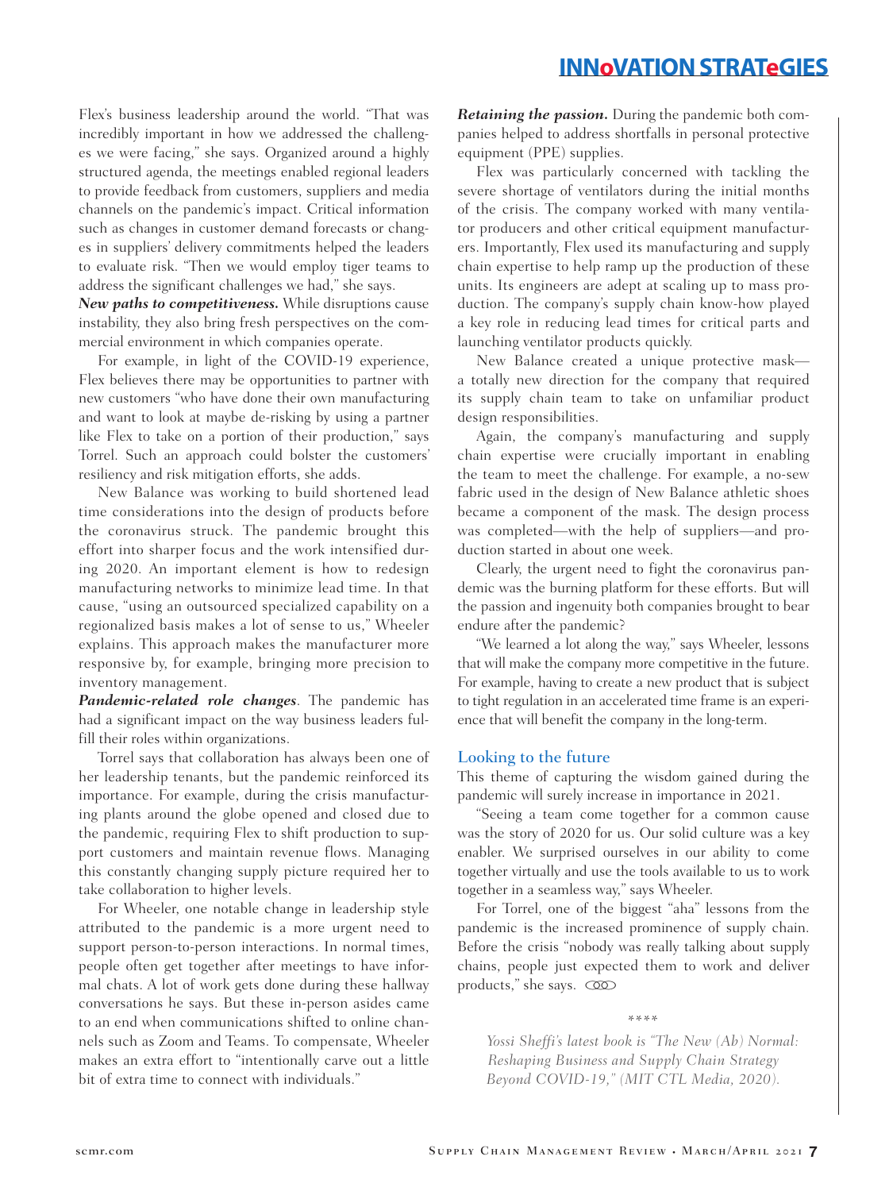Flex's business leadership around the world. "That was incredibly important in how we addressed the challenges we were facing," she says. Organized around a highly structured agenda, the meetings enabled regional leaders to provide feedback from customers, suppliers and media channels on the pandemic's impact. Critical information such as changes in customer demand forecasts or changes in suppliers' delivery commitments helped the leaders to evaluate risk. "Then we would employ tiger teams to address the significant challenges we had," she says.

***New paths to competitiveness.*** While disruptions cause instability, they also bring fresh perspectives on the commercial environment in which companies operate.

For example, in light of the COVID-19 experience, Flex believes there may be opportunities to partner with new customers "who have done their own manufacturing and want to look at maybe de-risking by using a partner like Flex to take on a portion of their production," says Torrel. Such an approach could bolster the customers' resiliency and risk mitigation efforts, she adds.

New Balance was working to build shortened lead time considerations into the design of products before the coronavirus struck. The pandemic brought this effort into sharper focus and the work intensified during 2020. An important element is how to redesign manufacturing networks to minimize lead time. In that cause, "using an outsourced specialized capability on a regionalized basis makes a lot of sense to us," Wheeler explains. This approach makes the manufacturer more responsive by, for example, bringing more precision to inventory management.

***Pandemic-related role changes***. The pandemic has had a significant impact on the way business leaders fulfill their roles within organizations.

Torrel says that collaboration has always been one of her leadership tenants, but the pandemic reinforced its importance. For example, during the crisis manufacturing plants around the globe opened and closed due to the pandemic, requiring Flex to shift production to support customers and maintain revenue flows. Managing this constantly changing supply picture required her to take collaboration to higher levels.

For Wheeler, one notable change in leadership style attributed to the pandemic is a more urgent need to support person-to-person interactions. In normal times, people often get together after meetings to have informal chats. A lot of work gets done during these hallway conversations he says. But these in-person asides came to an end when communications shifted to online channels such as Zoom and Teams. To compensate, Wheeler makes an extra effort to "intentionally carve out a little bit of extra time to connect with individuals."

***Retaining the passion.*** During the pandemic both companies helped to address shortfalls in personal protective equipment (PPE) supplies.

Flex was particularly concerned with tackling the severe shortage of ventilators during the initial months of the crisis. The company worked with many ventilator producers and other critical equipment manufacturers. Importantly, Flex used its manufacturing and supply chain expertise to help ramp up the production of these units. Its engineers are adept at scaling up to mass production. The company's supply chain know-how played a key role in reducing lead times for critical parts and launching ventilator products quickly.

New Balance created a unique protective mask—a totally new direction for the company that required its supply chain team to take on unfamiliar product design responsibilities.

Again, the company's manufacturing and supply chain expertise were crucially important in enabling the team to meet the challenge. For example, a no-sew fabric used in the design of New Balance athletic shoes became a component of the mask. The design process was completed—with the help of suppliers—and production started in about one week.

Clearly, the urgent need to fight the coronavirus pandemic was the burning platform for these efforts. But will the passion and ingenuity both companies brought to bear endure after the pandemic?

"We learned a lot along the way," says Wheeler, lessons that will make the company more competitive in the future. For example, having to create a new product that is subject to tight regulation in an accelerated time frame is an experience that will benefit the company in the long-term.

## Looking to the future

This theme of capturing the wisdom gained during the pandemic will surely increase in importance in 2021.

"Seeing a team come together for a common cause was the story of 2020 for us. Our solid culture was a key enabler. We surprised ourselves in our ability to come together virtually and use the tools available to us to work together in a seamless way," says Wheeler.

For Torrel, one of the biggest "aha" lessons from the pandemic is the increased prominence of supply chain. Before the crisis "nobody was really talking about supply chains, people just expected them to work and deliver products," she says.

****

*Yossi Sheffi's latest book is "The New (Ab) Normal: Reshaping Business and Supply Chain Strategy Beyond COVID-19," (MIT CTL Media, 2020).*